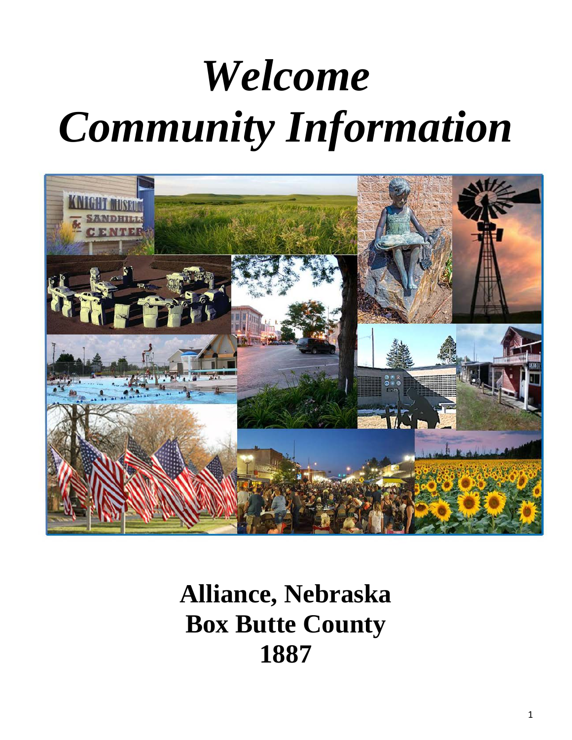# *Welcome*
# *Community Information*

**Alliance, Nebraska**
**Box Butte County**
**1887**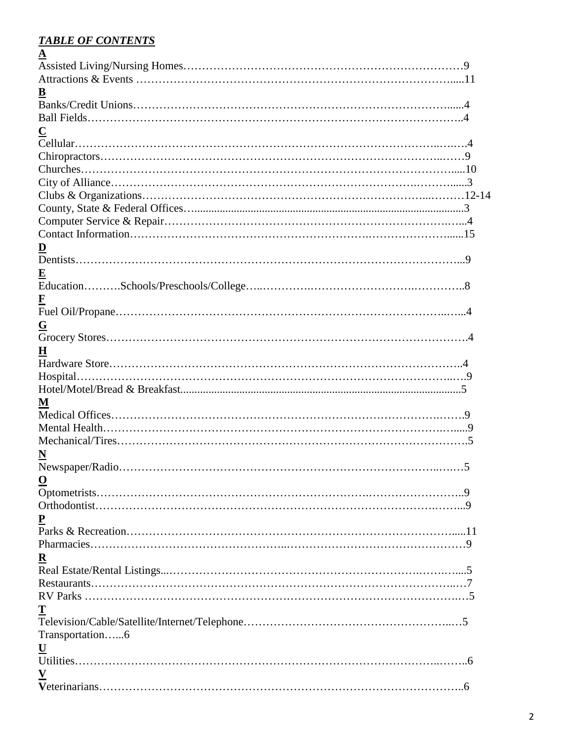***TABLE OF CONTENTS***

**A**

Assisted Living/Nursing Homes…………………………………………………………………9
Attractions & Events ………………………………………………………………………….....11

**B**

Banks/Credit Unions……………………………………………………………………….......4
Ball Fields……………………………………………………………………………………..4

**C**

Cellular…………………………………………………………………………………..….….4
Chiropractors……………………………………………………………………………..……9
Churches………………………………………………………………………………….......10
City of Alliance………………………………………………………………..……….......3
Clubs & Organizations….……………………………………………………………...………12-14
County, State & Federal Offices…..................................................................................................3
Computer Service & Repair………………………………………………………………….…..4
Contact Information…………………………………………………….…………………......15

**D**

Dentists…………………………………………………………………………………………...9

**E**

Education……….Schools/Preschools/College…..……………….…………………………….…………..8

**F**

Fuel Oil/Propane……………………………………………………………………….…….4

**G**

Grocery Stores……….…………………………………………………………………………….4

**H**

Hardware Store…………………………………………………………………………………..4
Hospital……………………………………………………………………………………..….9
Hotel/Motel/Bread & Breakfast....................................................................................................5

**M**

Medical Offices……………………………………………………………………….…….9
Mental Health………………………………………………………………………….….....9
Mechanical/Tires………………………………………………………………………………….5

**N**

Newspaper/Radio…………………………………………………………………..….…5

**O**

Optometrists……………………………………………………….……………………..9
Orthodontist………………………………………………………………………………...9

**P**

Parks & Recreation……………………………………………………………………….....11
Pharmacies…………………………………………..…………………………………………9

**R**

Real Estate/Rental Listings..……………………………………………………….…….…....5
Restaurants……………………….………………….………….……………….…………..…7
RV Parks ………………………………………………………………………………….…5

**T**

Television/Cable/Satellite/Internet/Telephone………………………………………………..…5
Transportation…...6

**U**

Utilities………………………………………………………………………………..……..6

**V**

Veterinarians………………………………………………………………………………..6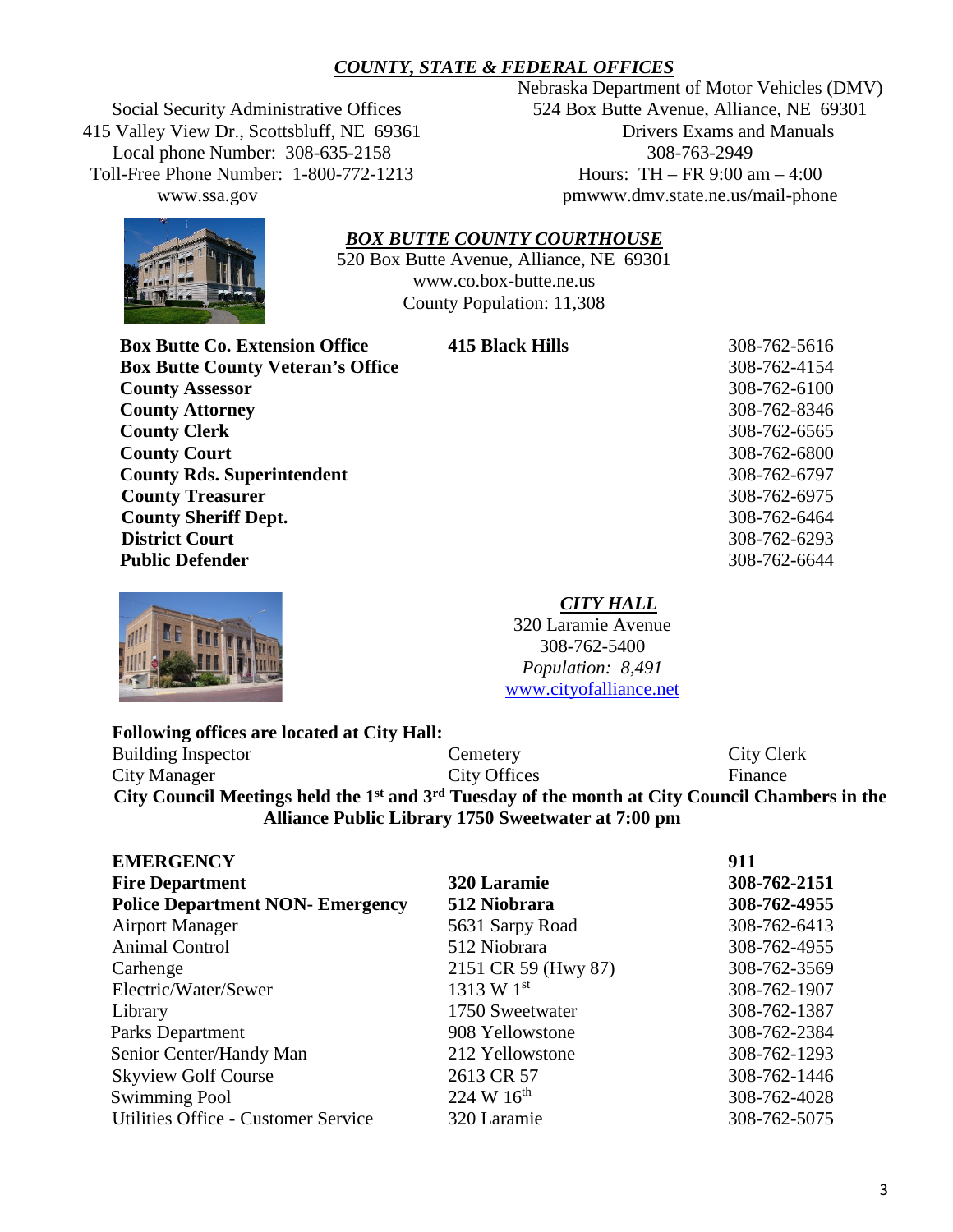## *COUNTY, STATE & FEDERAL OFFICES*

Social Security Administrative Offices
415 Valley View Dr., Scottsbluff, NE 69361
Local phone Number: 308-635-2158
Toll-Free Phone Number: 1-800-772-1213
www.ssa.gov

Nebraska Department of Motor Vehicles (DMV)
524 Box Butte Avenue, Alliance, NE 69301
Drivers Exams and Manuals
308-763-2949
Hours: TH – FR 9:00 am – 4:00 pmwww.dmv.state.ne.us/mail-phone

## *BOX BUTTE COUNTY COURTHOUSE*

520 Box Butte Avenue, Alliance, NE 69301
www.co.box-butte.ne.us
County Population: 11,308

| | | |
|---|---|---|
| **Box Butte Co. Extension Office** | **415 Black Hills** | 308-762-5616 |
| **Box Butte County Veteran's Office** | | 308-762-4154 |
| **County Assessor** | | 308-762-6100 |
| **County Attorney** | | 308-762-8346 |
| **County Clerk** | | 308-762-6565 |
| **County Court** | | 308-762-6800 |
| **County Rds. Superintendent** | | 308-762-6797 |
| **County Treasurer** | | 308-762-6975 |
| **County Sheriff Dept.** | | 308-762-6464 |
| **District Court** | | 308-762-6293 |
| **Public Defender** | | 308-762-6644 |

## *CITY HALL*

320 Laramie Avenue
308-762-5400
*Population: 8,491*
www.cityofalliance.net

**Following offices are located at City Hall:**

| | | |
|---|---|---|
| Building Inspector | Cemetery | City Clerk |
| City Manager | City Offices | Finance |

**City Council Meetings held the 1st and 3rd Tuesday of the month at City Council Chambers in the Alliance Public Library 1750 Sweetwater at 7:00 pm**

| | | |
|---|---|---|
| **EMERGENCY** | | **911** |
| **Fire Department** | **320 Laramie** | **308-762-2151** |
| **Police Department NON- Emergency** | **512 Niobrara** | **308-762-4955** |
| Airport Manager | 5631 Sarpy Road | 308-762-6413 |
| Animal Control | 512 Niobrara | 308-762-4955 |
| Carhenge | 2151 CR 59 (Hwy 87) | 308-762-3569 |
| Electric/Water/Sewer | 1313 W 1st | 308-762-1907 |
| Library | 1750 Sweetwater | 308-762-1387 |
| Parks Department | 908 Yellowstone | 308-762-2384 |
| Senior Center/Handy Man | 212 Yellowstone | 308-762-1293 |
| Skyview Golf Course | 2613 CR 57 | 308-762-1446 |
| Swimming Pool | 224 W 16th | 308-762-4028 |
| Utilities Office - Customer Service | 320 Laramie | 308-762-5075 |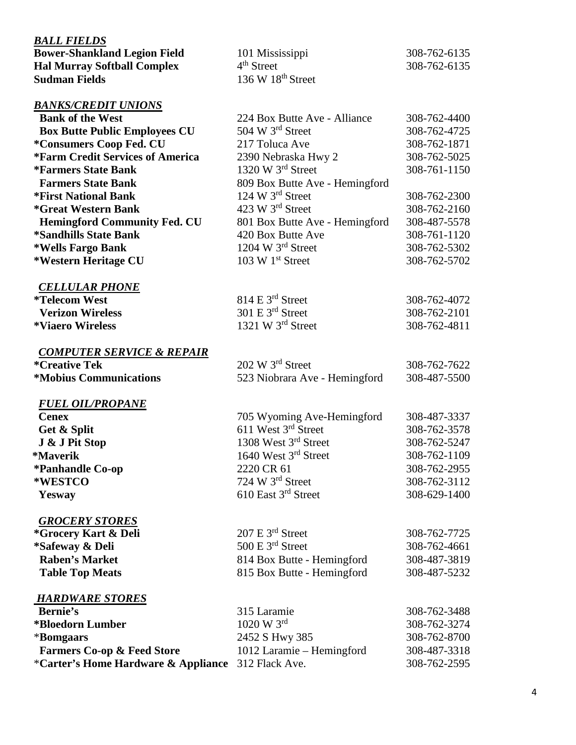### *BALL FIELDS*

| | | |
|---|---|---|
| **Bower-Shankland Legion Field** | 101 Mississippi | 308-762-6135 |
| **Hal Murray Softball Complex** | 4th Street | 308-762-6135 |
| **Sudman Fields** | 136 W 18th Street | |

### *BANKS/CREDIT UNIONS*

| | | |
|---|---|---|
| **Bank of the West** | 224 Box Butte Ave - Alliance | 308-762-4400 |
| **Box Butte Public Employees CU** | 504 W 3rd Street | 308-762-4725 |
| ***Consumers Coop Fed. CU** | 217 Toluca Ave | 308-762-1871 |
| ***Farm Credit Services of America** | 2390 Nebraska Hwy 2 | 308-762-5025 |
| ***Farmers State Bank** | 1320 W 3rd Street | 308-761-1150 |
| **Farmers State Bank** | 809 Box Butte Ave - Hemingford | |
| ***First National Bank** | 124 W 3rd Street | 308-762-2300 |
| ***Great Western Bank** | 423 W 3rd Street | 308-762-2160 |
| **Hemingford Community Fed. CU** | 801 Box Butte Ave - Hemingford | 308-487-5578 |
| ***Sandhills State Bank** | 420 Box Butte Ave | 308-761-1120 |
| ***Wells Fargo Bank** | 1204 W 3rd Street | 308-762-5302 |
| ***Western Heritage CU** | 103 W 1st Street | 308-762-5702 |

### *CELLULAR PHONE*

| | | |
|---|---|---|
| ***Telecom West** | 814 E 3rd Street | 308-762-4072 |
| **Verizon Wireless** | 301 E 3rd Street | 308-762-2101 |
| ***Viaero Wireless** | 1321 W 3rd Street | 308-762-4811 |

### *COMPUTER SERVICE & REPAIR*

| | | |
|---|---|---|
| ***Creative Tek** | 202 W 3rd Street | 308-762-7622 |
| ***Mobius Communications** | 523 Niobrara Ave - Hemingford | 308-487-5500 |

### *FUEL OIL/PROPANE*

| | | |
|---|---|---|
| **Cenex** | 705 Wyoming Ave-Hemingford | 308-487-3337 |
| **Get & Split** | 611 West 3rd Street | 308-762-3578 |
| **J & J Pit Stop** | 1308 West 3rd Street | 308-762-5247 |
| ***Maverik** | 1640 West 3rd Street | 308-762-1109 |
| ***Panhandle Co-op** | 2220 CR 61 | 308-762-2955 |
| ***WESTCO** | 724 W 3rd Street | 308-762-3112 |
| **Yesway** | 610 East 3rd Street | 308-629-1400 |

### *GROCERY STORES*

| | | |
|---|---|---|
| ***Grocery Kart & Deli** | 207 E 3rd Street | 308-762-7725 |
| ***Safeway & Deli** | 500 E 3rd Street | 308-762-4661 |
| **Raben's Market** | 814 Box Butte - Hemingford | 308-487-3819 |
| **Table Top Meats** | 815 Box Butte - Hemingford | 308-487-5232 |

### *HARDWARE STORES*

| | | |
|---|---|---|
| **Bernie's** | 315 Laramie | 308-762-3488 |
| ***Bloedorn Lumber** | 1020 W 3rd | 308-762-3274 |
| ***Bomgaars** | 2452 S Hwy 385 | 308-762-8700 |
| **Farmers Co-op & Feed Store** | 1012 Laramie – Hemingford | 308-487-3318 |
| ***Carter's Home Hardware & Appliance** | 312 Flack Ave. | 308-762-2595 |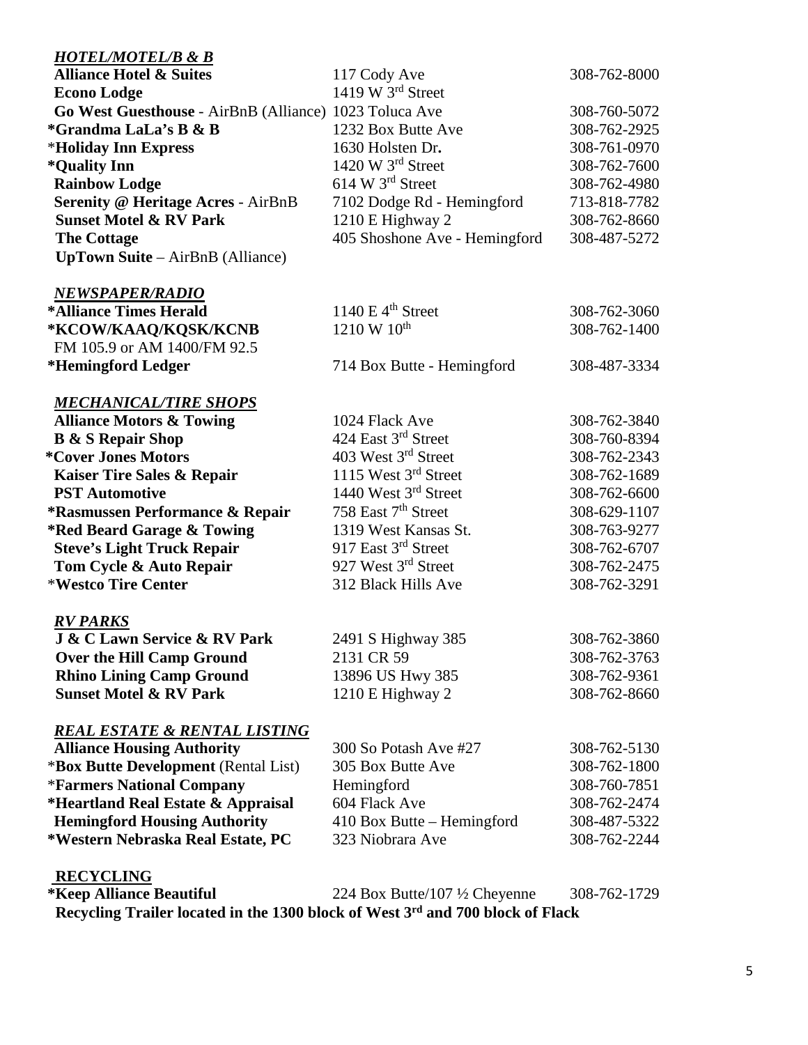### *HOTEL/MOTEL/B & B*

| | | |
|---|---|---|
| **Alliance Hotel & Suites** | 117 Cody Ave | 308-762-8000 |
| **Econo Lodge** | 1419 W 3rd Street | |
| **Go West Guesthouse** - AirBnB (Alliance) | 1023 Toluca Ave | 308-760-5072 |
| **\*Grandma LaLa's B & B** | 1232 Box Butte Ave | 308-762-2925 |
| **\*Holiday Inn Express** | 1630 Holsten Dr. | 308-761-0970 |
| **\*Quality Inn** | 1420 W 3rd Street | 308-762-7600 |
| **Rainbow Lodge** | 614 W 3rd Street | 308-762-4980 |
| **Serenity @ Heritage Acres** - AirBnB | 7102 Dodge Rd - Hemingford | 713-818-7782 |
| **Sunset Motel & RV Park** | 1210 E Highway 2 | 308-762-8660 |
| **The Cottage** | 405 Shoshone Ave - Hemingford | 308-487-5272 |
| **UpTown Suite** – AirBnB (Alliance) | | |

### *NEWSPAPER/RADIO*

| | | |
|---|---|---|
| **\*Alliance Times Herald** | 1140 E 4th Street | 308-762-3060 |
| **\*KCOW/KAAQ/KQSK/KCNB** FM 105.9 or AM 1400/FM 92.5 | 1210 W 10th | 308-762-1400 |
| **\*Hemingford Ledger** | 714 Box Butte - Hemingford | 308-487-3334 |

### *MECHANICAL/TIRE SHOPS*

| | | |
|---|---|---|
| **Alliance Motors & Towing** | 1024 Flack Ave | 308-762-3840 |
| **B & S Repair Shop** | 424 East 3rd Street | 308-760-8394 |
| **\*Cover Jones Motors** | 403 West 3rd Street | 308-762-2343 |
| **Kaiser Tire Sales & Repair** | 1115 West 3rd Street | 308-762-1689 |
| **PST Automotive** | 1440 West 3rd Street | 308-762-6600 |
| **\*Rasmussen Performance & Repair** | 758 East 7th Street | 308-629-1107 |
| **\*Red Beard Garage & Towing** | 1319 West Kansas St. | 308-763-9277 |
| **Steve's Light Truck Repair** | 917 East 3rd Street | 308-762-6707 |
| **Tom Cycle & Auto Repair** | 927 West 3rd Street | 308-762-2475 |
| **\*Westco Tire Center** | 312 Black Hills Ave | 308-762-3291 |

### *RV PARKS*

| | | |
|---|---|---|
| **J & C Lawn Service & RV Park** | 2491 S Highway 385 | 308-762-3860 |
| **Over the Hill Camp Ground** | 2131 CR 59 | 308-762-3763 |
| **Rhino Lining Camp Ground** | 13896 US Hwy 385 | 308-762-9361 |
| **Sunset Motel & RV Park** | 1210 E Highway 2 | 308-762-8660 |

### *REAL ESTATE & RENTAL LISTING*

| | | |
|---|---|---|
| **Alliance Housing Authority** | 300 So Potash Ave #27 | 308-762-5130 |
| **\*Box Butte Development** (Rental List) | 305 Box Butte Ave | 308-762-1800 |
| **\*Farmers National Company** | Hemingford | 308-760-7851 |
| **\*Heartland Real Estate & Appraisal** | 604 Flack Ave | 308-762-2474 |
| **Hemingford Housing Authority** | 410 Box Butte – Hemingford | 308-487-5322 |
| **\*Western Nebraska Real Estate, PC** | 323 Niobrara Ave | 308-762-2244 |

### RECYCLING

| | | |
|---|---|---|
| **\*Keep Alliance Beautiful** | 224 Box Butte/107 ½ Cheyenne | 308-762-1729 |

**Recycling Trailer located in the 1300 block of West 3rd and 700 block of Flack**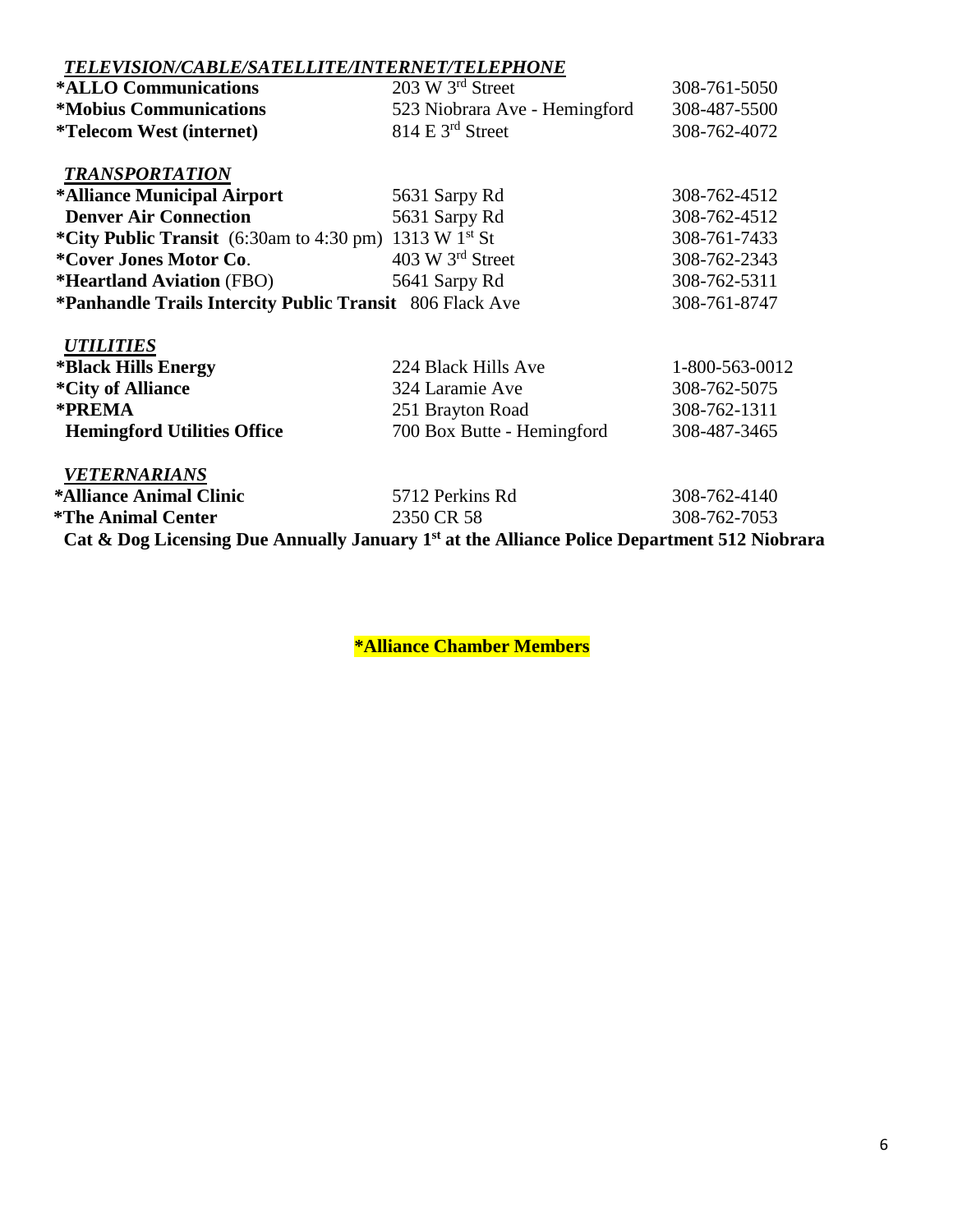### *TELEVISION/CABLE/SATELLITE/INTERNET/TELEPHONE*

| | | |
|---|---|---|
| **\*ALLO Communications** | 203 W 3rd Street | 308-761-5050 |
| **\*Mobius Communications** | 523 Niobrara Ave - Hemingford | 308-487-5500 |
| **\*Telecom West (internet)** | 814 E 3rd Street | 308-762-4072 |

### *TRANSPORTATION*

| | | |
|---|---|---|
| **\*Alliance Municipal Airport** | 5631 Sarpy Rd | 308-762-4512 |
| **Denver Air Connection** | 5631 Sarpy Rd | 308-762-4512 |
| **\*City Public Transit** (6:30am to 4:30 pm) | 1313 W 1st St | 308-761-7433 |
| **\*Cover Jones Motor Co**. | 403 W 3rd Street | 308-762-2343 |
| **\*Heartland Aviation** (FBO) | 5641 Sarpy Rd | 308-762-5311 |
| **\*Panhandle Trails Intercity Public Transit** | 806 Flack Ave | 308-761-8747 |

### *UTILITIES*

| | | |
|---|---|---|
| **\*Black Hills Energy** | 224 Black Hills Ave | 1-800-563-0012 |
| **\*City of Alliance** | 324 Laramie Ave | 308-762-5075 |
| **\*PREMA** | 251 Brayton Road | 308-762-1311 |
| **Hemingford Utilities Office** | 700 Box Butte - Hemingford | 308-487-3465 |

### *VETERNARIANS*

| | | |
|---|---|---|
| **\*Alliance Animal Clinic** | 5712 Perkins Rd | 308-762-4140 |
| **\*The Animal Center** | 2350 CR 58 | 308-762-7053 |

**Cat & Dog Licensing Due Annually January 1st at the Alliance Police Department 512 Niobrara**

**\*Alliance Chamber Members**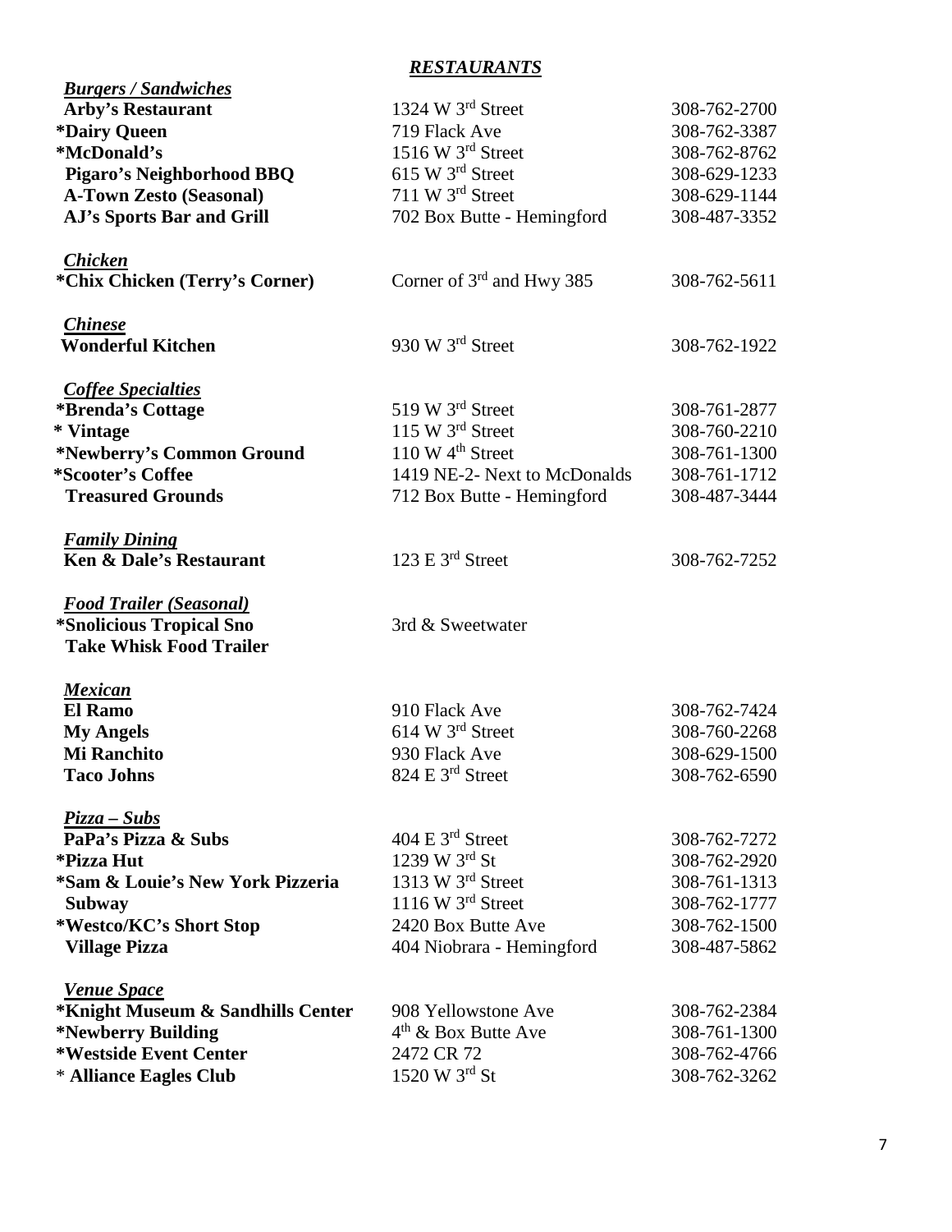## *RESTAURANTS*

| | | |
|---|---|---|
| ***Burgers / Sandwiches*** | | |
| **Arby's Restaurant** | 1324 W 3rd Street | 308-762-2700 |
| **\*Dairy Queen** | 719 Flack Ave | 308-762-3387 |
| **\*McDonald's** | 1516 W 3rd Street | 308-762-8762 |
| **Pigaro's Neighborhood BBQ** | 615 W 3rd Street | 308-629-1233 |
| **A-Town Zesto (Seasonal)** | 711 W 3rd Street | 308-629-1144 |
| **AJ's Sports Bar and Grill** | 702 Box Butte - Hemingford | 308-487-3352 |
| ***Chicken*** | | |
| **\*Chix Chicken (Terry's Corner)** | Corner of 3rd and Hwy 385 | 308-762-5611 |
| ***Chinese*** | | |
| **Wonderful Kitchen** | 930 W 3rd Street | 308-762-1922 |
| ***Coffee Specialties*** | | |
| **\*Brenda's Cottage** | 519 W 3rd Street | 308-761-2877 |
| **\* Vintage** | 115 W 3rd Street | 308-760-2210 |
| **\*Newberry's Common Ground** | 110 W 4th Street | 308-761-1300 |
| **\*Scooter's Coffee** | 1419 NE-2- Next to McDonalds | 308-761-1712 |
| **Treasured Grounds** | 712 Box Butte - Hemingford | 308-487-3444 |
| ***Family Dining*** | | |
| **Ken & Dale's Restaurant** | 123 E 3rd Street | 308-762-7252 |
| ***Food Trailer (Seasonal)*** | | |
| **\*Snolicious Tropical Sno** | 3rd & Sweetwater | |
| **Take Whisk Food Trailer** | | |
| ***Mexican*** | | |
| **El Ramo** | 910 Flack Ave | 308-762-7424 |
| **My Angels** | 614 W 3rd Street | 308-760-2268 |
| **Mi Ranchito** | 930 Flack Ave | 308-629-1500 |
| **Taco Johns** | 824 E 3rd Street | 308-762-6590 |
| ***Pizza – Subs*** | | |
| **PaPa's Pizza & Subs** | 404 E 3rd Street | 308-762-7272 |
| **\*Pizza Hut** | 1239 W 3rd St | 308-762-2920 |
| **\*Sam & Louie's New York Pizzeria** | 1313 W 3rd Street | 308-761-1313 |
| **Subway** | 1116 W 3rd Street | 308-762-1777 |
| **\*Westco/KC's Short Stop** | 2420 Box Butte Ave | 308-762-1500 |
| **Village Pizza** | 404 Niobrara - Hemingford | 308-487-5862 |
| ***Venue Space*** | | |
| **\*Knight Museum & Sandhills Center** | 908 Yellowstone Ave | 308-762-2384 |
| **\*Newberry Building** | 4th & Box Butte Ave | 308-761-1300 |
| **\*Westside Event Center** | 2472 CR 72 | 308-762-4766 |
| \* **Alliance Eagles Club** | 1520 W 3rd St | 308-762-3262 |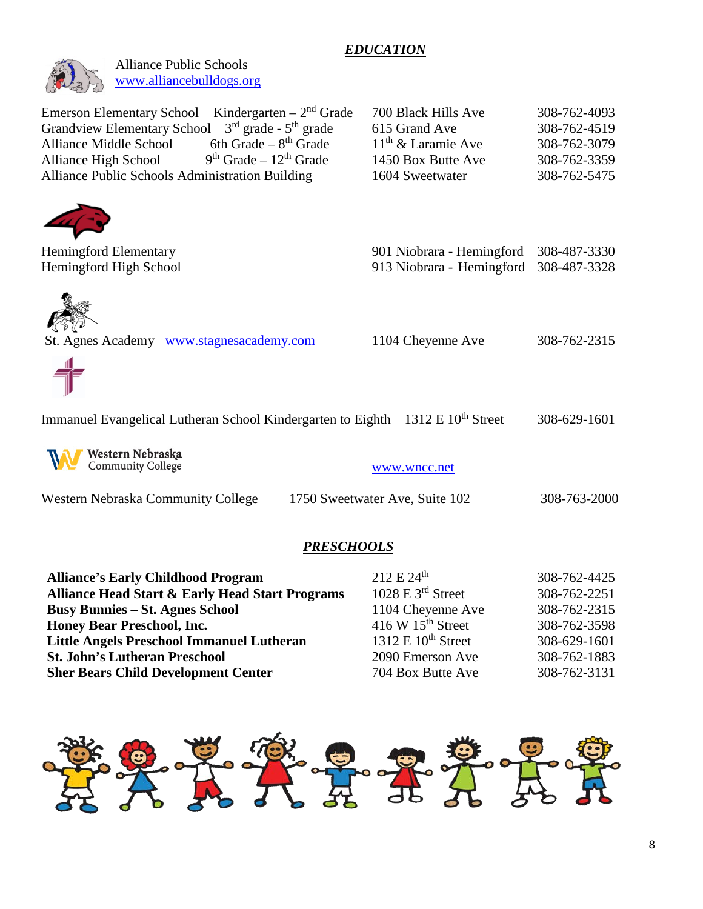## *EDUCATION*

Alliance Public Schools
www.alliancebulldogs.org

| School | Grades | Address | Phone |
|---|---|---|---|
| Emerson Elementary School | Kindergarten – 2nd Grade | 700 Black Hills Ave | 308-762-4093 |
| Grandview Elementary School | 3rd grade - 5th grade | 615 Grand Ave | 308-762-4519 |
| Alliance Middle School | 6th Grade – 8th Grade | 11th & Laramie Ave | 308-762-3079 |
| Alliance High School | 9th Grade – 12th Grade | 1450 Box Butte Ave | 308-762-3359 |
| Alliance Public Schools Administration Building | | 1604 Sweetwater | 308-762-5475 |

| School | Address | Phone |
|---|---|---|
| Hemingford Elementary | 901 Niobrara - Hemingford | 308-487-3330 |
| Hemingford High School | 913 Niobrara - Hemingford | 308-487-3328 |

St. Agnes Academy www.stagnesacademy.com — 1104 Cheyenne Ave — 308-762-2315

Immanuel Evangelical Lutheran School Kindergarten to Eighth — 1312 E 10th Street — 308-629-1601

Western Nebraska Community College — www.wncc.net

Western Nebraska Community College — 1750 Sweetwater Ave, Suite 102 — 308-763-2000

## *PRESCHOOLS*

| Preschool | Address | Phone |
|---|---|---|
| **Alliance's Early Childhood Program** | 212 E 24th | 308-762-4425 |
| **Alliance Head Start & Early Head Start Programs** | 1028 E 3rd Street | 308-762-2251 |
| **Busy Bunnies – St. Agnes School** | 1104 Cheyenne Ave | 308-762-2315 |
| **Honey Bear Preschool, Inc.** | 416 W 15th Street | 308-762-3598 |
| **Little Angels Preschool Immanuel Lutheran** | 1312 E 10th Street | 308-629-1601 |
| **St. John's Lutheran Preschool** | 2090 Emerson Ave | 308-762-1883 |
| **Sher Bears Child Development Center** | 704 Box Butte Ave | 308-762-3131 |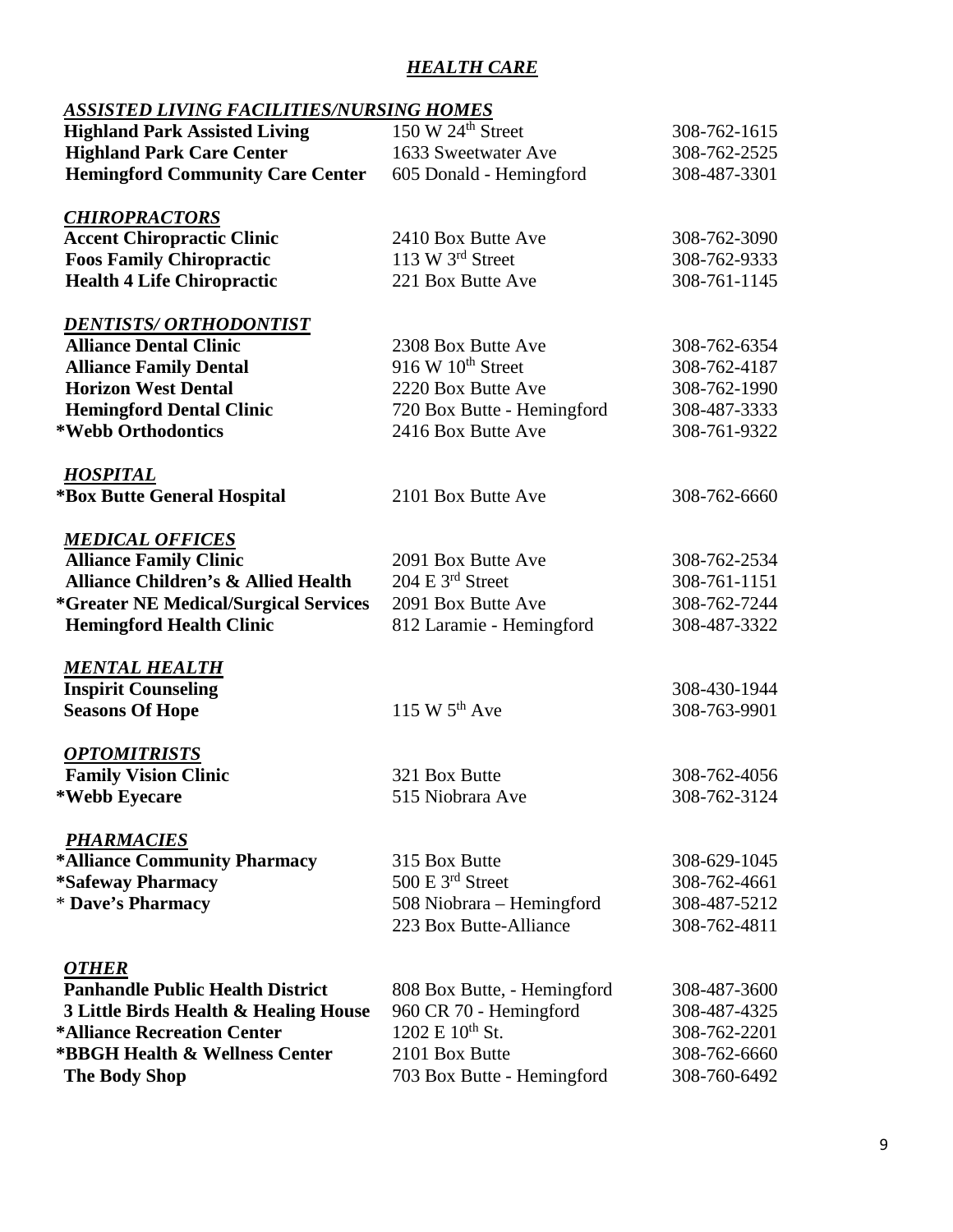# *HEALTH CARE*

## *ASSISTED LIVING FACILITIES/NURSING HOMES*

| Name | Address | Phone |
|---|---|---|
| **Highland Park Assisted Living** | 150 W 24th Street | 308-762-1615 |
| **Highland Park Care Center** | 1633 Sweetwater Ave | 308-762-2525 |
| **Hemingford Community Care Center** | 605 Donald - Hemingford | 308-487-3301 |

## *CHIROPRACTORS*

| Name | Address | Phone |
|---|---|---|
| **Accent Chiropractic Clinic** | 2410 Box Butte Ave | 308-762-3090 |
| **Foos Family Chiropractic** | 113 W 3rd Street | 308-762-9333 |
| **Health 4 Life Chiropractic** | 221 Box Butte Ave | 308-761-1145 |

## *DENTISTS/ ORTHODONTIST*

| Name | Address | Phone |
|---|---|---|
| **Alliance Dental Clinic** | 2308 Box Butte Ave | 308-762-6354 |
| **Alliance Family Dental** | 916 W 10th Street | 308-762-4187 |
| **Horizon West Dental** | 2220 Box Butte Ave | 308-762-1990 |
| **Hemingford Dental Clinic** | 720 Box Butte - Hemingford | 308-487-3333 |
| **\*Webb Orthodontics** | 2416 Box Butte Ave | 308-761-9322 |

## *HOSPITAL*

| Name | Address | Phone |
|---|---|---|
| **\*Box Butte General Hospital** | 2101 Box Butte Ave | 308-762-6660 |

## *MEDICAL OFFICES*

| Name | Address | Phone |
|---|---|---|
| **Alliance Family Clinic** | 2091 Box Butte Ave | 308-762-2534 |
| **Alliance Children's & Allied Health** | 204 E 3rd Street | 308-761-1151 |
| **\*Greater NE Medical/Surgical Services** | 2091 Box Butte Ave | 308-762-7244 |
| **Hemingford Health Clinic** | 812 Laramie - Hemingford | 308-487-3322 |

## *MENTAL HEALTH*

| Name | Address | Phone |
|---|---|---|
| **Inspirit Counseling** | | 308-430-1944 |
| **Seasons Of Hope** | 115 W 5th Ave | 308-763-9901 |

## *OPTOMITRISTS*

| Name | Address | Phone |
|---|---|---|
| **Family Vision Clinic** | 321 Box Butte | 308-762-4056 |
| **\*Webb Eyecare** | 515 Niobrara Ave | 308-762-3124 |

## *PHARMACIES*

| Name | Address | Phone |
|---|---|---|
| **\*Alliance Community Pharmacy** | 315 Box Butte | 308-629-1045 |
| **\*Safeway Pharmacy** | 500 E 3rd Street | 308-762-4661 |
| \* **Dave's Pharmacy** | 508 Niobrara – Hemingford | 308-487-5212 |
| | 223 Box Butte-Alliance | 308-762-4811 |

## *OTHER*

| Name | Address | Phone |
|---|---|---|
| **Panhandle Public Health District** | 808 Box Butte, - Hemingford | 308-487-3600 |
| **3 Little Birds Health & Healing House** | 960 CR 70 - Hemingford | 308-487-4325 |
| **\*Alliance Recreation Center** | 1202 E 10th St. | 308-762-2201 |
| **\*BBGH Health & Wellness Center** | 2101 Box Butte | 308-762-6660 |
| **The Body Shop** | 703 Box Butte - Hemingford | 308-760-6492 |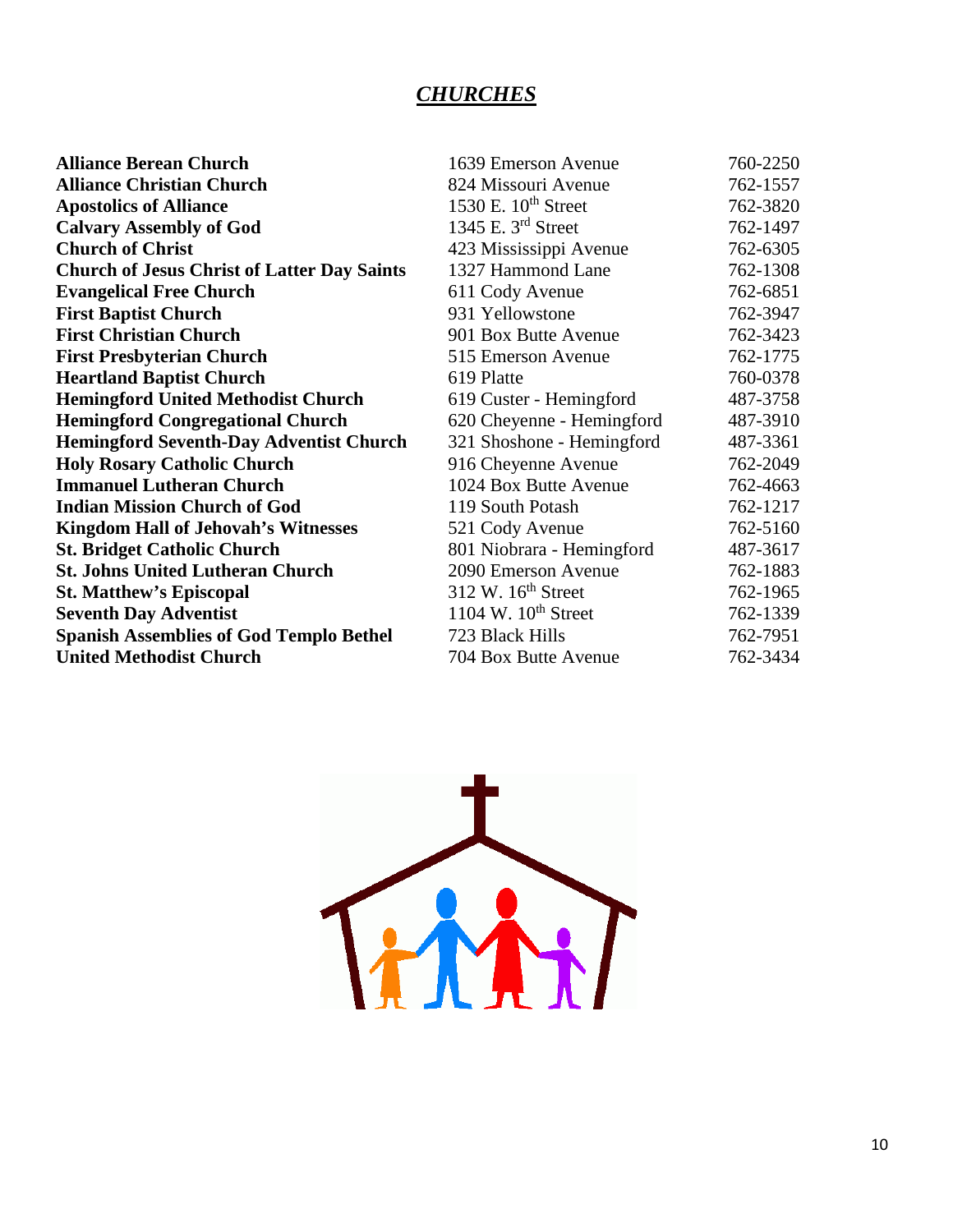## *CHURCHES*

| | | |
|---|---|---|
| **Alliance Berean Church** | 1639 Emerson Avenue | 760-2250 |
| **Alliance Christian Church** | 824 Missouri Avenue | 762-1557 |
| **Apostolics of Alliance** | 1530 E. 10th Street | 762-3820 |
| **Calvary Assembly of God** | 1345 E. 3rd Street | 762-1497 |
| **Church of Christ** | 423 Mississippi Avenue | 762-6305 |
| **Church of Jesus Christ of Latter Day Saints** | 1327 Hammond Lane | 762-1308 |
| **Evangelical Free Church** | 611 Cody Avenue | 762-6851 |
| **First Baptist Church** | 931 Yellowstone | 762-3947 |
| **First Christian Church** | 901 Box Butte Avenue | 762-3423 |
| **First Presbyterian Church** | 515 Emerson Avenue | 762-1775 |
| **Heartland Baptist Church** | 619 Platte | 760-0378 |
| **Hemingford United Methodist Church** | 619 Custer - Hemingford | 487-3758 |
| **Hemingford Congregational Church** | 620 Cheyenne - Hemingford | 487-3910 |
| **Hemingford Seventh-Day Adventist Church** | 321 Shoshone - Hemingford | 487-3361 |
| **Holy Rosary Catholic Church** | 916 Cheyenne Avenue | 762-2049 |
| **Immanuel Lutheran Church** | 1024 Box Butte Avenue | 762-4663 |
| **Indian Mission Church of God** | 119 South Potash | 762-1217 |
| **Kingdom Hall of Jehovah's Witnesses** | 521 Cody Avenue | 762-5160 |
| **St. Bridget Catholic Church** | 801 Niobrara - Hemingford | 487-3617 |
| **St. Johns United Lutheran Church** | 2090 Emerson Avenue | 762-1883 |
| **St. Matthew's Episcopal** | 312 W. 16th Street | 762-1965 |
| **Seventh Day Adventist** | 1104 W. 10th Street | 762-1339 |
| **Spanish Assemblies of God Templo Bethel** | 723 Black Hills | 762-7951 |
| **United Methodist Church** | 704 Box Butte Avenue | 762-3434 |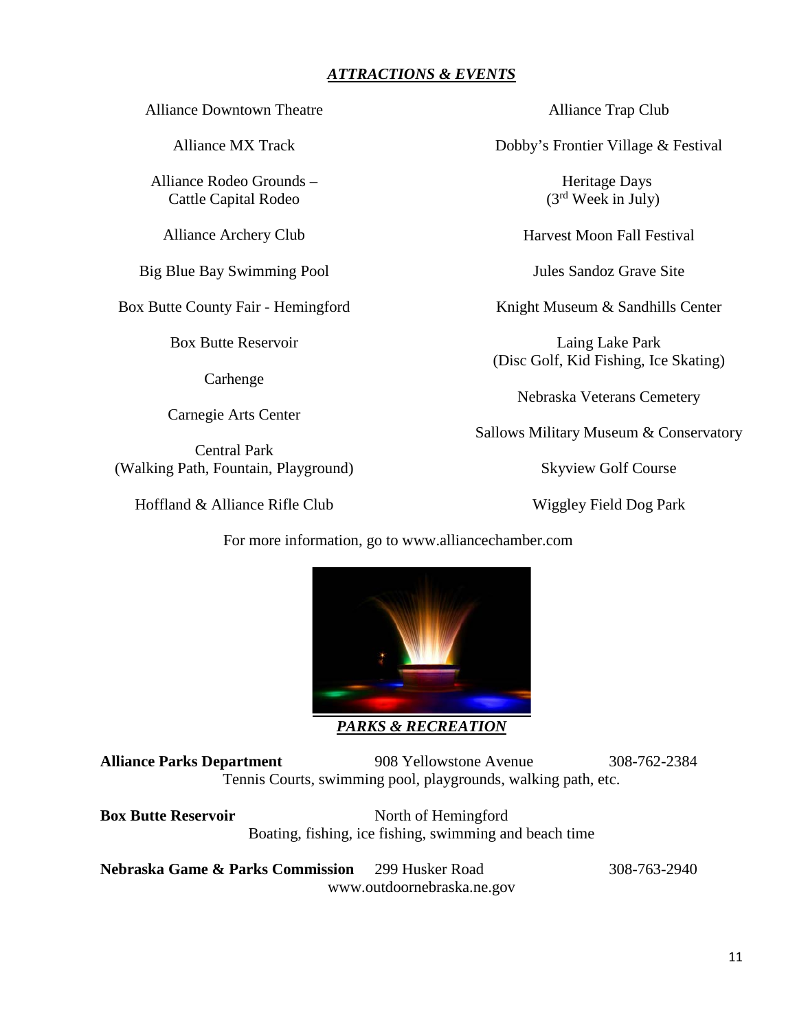## *ATTRACTIONS & EVENTS*

Alliance Downtown Theatre

Alliance MX Track

Alliance Rodeo Grounds – Cattle Capital Rodeo

Alliance Archery Club

Big Blue Bay Swimming Pool

Box Butte County Fair - Hemingford

Box Butte Reservoir

Carhenge

Carnegie Arts Center

Central Park (Walking Path, Fountain, Playground)

Hoffland & Alliance Rifle Club

Alliance Trap Club

Dobby's Frontier Village & Festival

Heritage Days (3rd Week in July)

Harvest Moon Fall Festival

Jules Sandoz Grave Site

Knight Museum & Sandhills Center

Laing Lake Park (Disc Golf, Kid Fishing, Ice Skating)

Nebraska Veterans Cemetery

Sallows Military Museum & Conservatory

Skyview Golf Course

Wiggley Field Dog Park

For more information, go to www.alliancechamber.com

## *PARKS & RECREATION*

**Alliance Parks Department** 908 Yellowstone Avenue 308-762-2384
Tennis Courts, swimming pool, playgrounds, walking path, etc.

**Box Butte Reservoir** North of Hemingford
Boating, fishing, ice fishing, swimming and beach time

**Nebraska Game & Parks Commission** 299 Husker Road 308-763-2940
www.outdoornebraska.ne.gov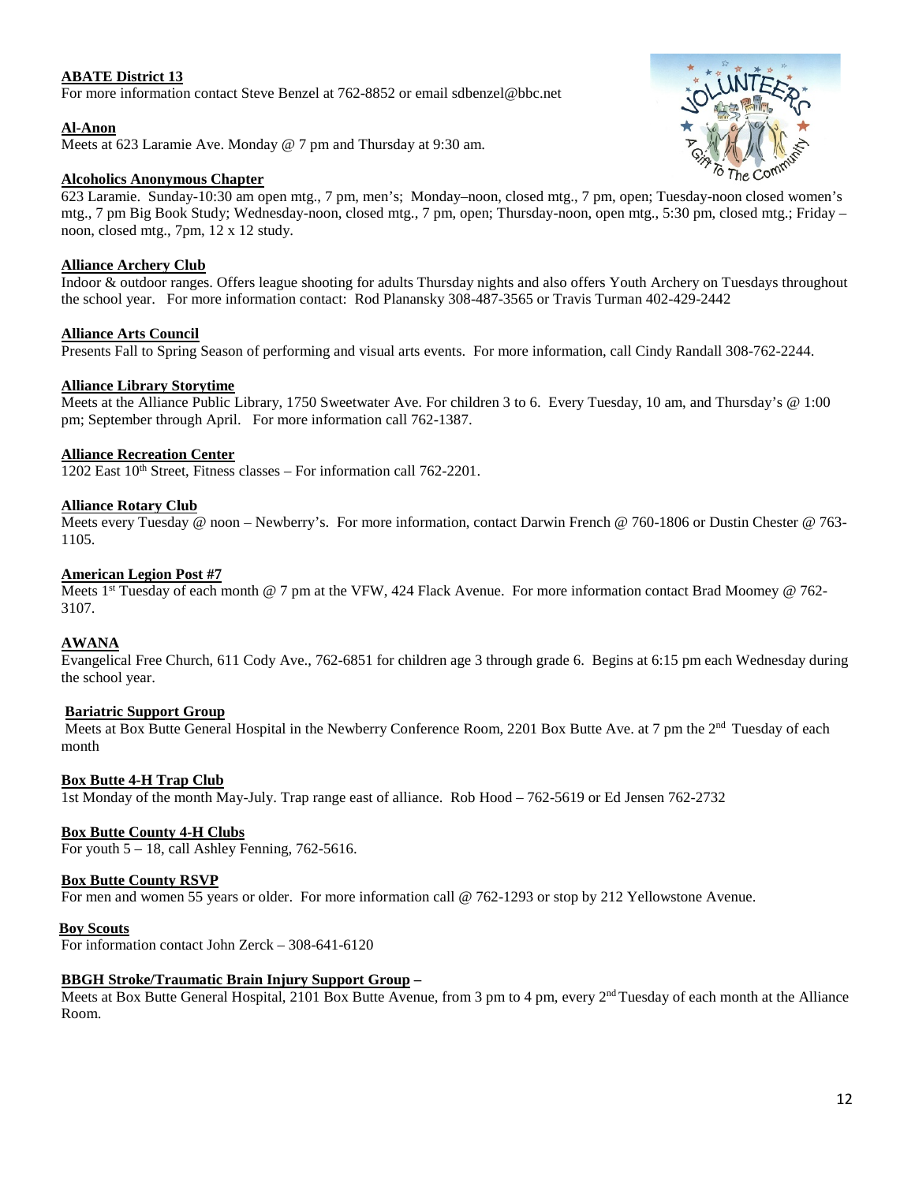**ABATE District 13**
For more information contact Steve Benzel at 762-8852 or email sdbenzel@bbc.net

**Al-Anon**
Meets at 623 Laramie Ave. Monday @ 7 pm and Thursday at 9:30 am.

**Alcoholics Anonymous Chapter**
623 Laramie. Sunday-10:30 am open mtg., 7 pm, men's; Monday–noon, closed mtg., 7 pm, open; Tuesday-noon closed women's mtg., 7 pm Big Book Study; Wednesday-noon, closed mtg., 7 pm, open; Thursday-noon, open mtg., 5:30 pm, closed mtg.; Friday – noon, closed mtg., 7pm, 12 x 12 study.

**Alliance Archery Club**
Indoor & outdoor ranges. Offers league shooting for adults Thursday nights and also offers Youth Archery on Tuesdays throughout the school year. For more information contact: Rod Planansky 308-487-3565 or Travis Turman 402-429-2442

**Alliance Arts Council**
Presents Fall to Spring Season of performing and visual arts events. For more information, call Cindy Randall 308-762-2244.

**Alliance Library Storytime**
Meets at the Alliance Public Library, 1750 Sweetwater Ave. For children 3 to 6. Every Tuesday, 10 am, and Thursday's @ 1:00 pm; September through April. For more information call 762-1387.

**Alliance Recreation Center**
1202 East 10th Street, Fitness classes – For information call 762-2201.

**Alliance Rotary Club**
Meets every Tuesday @ noon – Newberry's. For more information, contact Darwin French @ 760-1806 or Dustin Chester @ 763-1105.

**American Legion Post #7**
Meets 1st Tuesday of each month @ 7 pm at the VFW, 424 Flack Avenue. For more information contact Brad Moomey @ 762-3107.

**AWANA**
Evangelical Free Church, 611 Cody Ave., 762-6851 for children age 3 through grade 6. Begins at 6:15 pm each Wednesday during the school year.

**Bariatric Support Group**
Meets at Box Butte General Hospital in the Newberry Conference Room, 2201 Box Butte Ave. at 7 pm the 2nd Tuesday of each month

**Box Butte 4-H Trap Club**
1st Monday of the month May-July. Trap range east of alliance. Rob Hood – 762-5619 or Ed Jensen 762-2732

**Box Butte County 4-H Clubs**
For youth 5 – 18, call Ashley Fenning, 762-5616.

**Box Butte County RSVP**
For men and women 55 years or older. For more information call @ 762-1293 or stop by 212 Yellowstone Avenue.

**Boy Scouts**
For information contact John Zerck – 308-641-6120

**BBGH Stroke/Traumatic Brain Injury Support Group –**
Meets at Box Butte General Hospital, 2101 Box Butte Avenue, from 3 pm to 4 pm, every 2nd Tuesday of each month at the Alliance Room.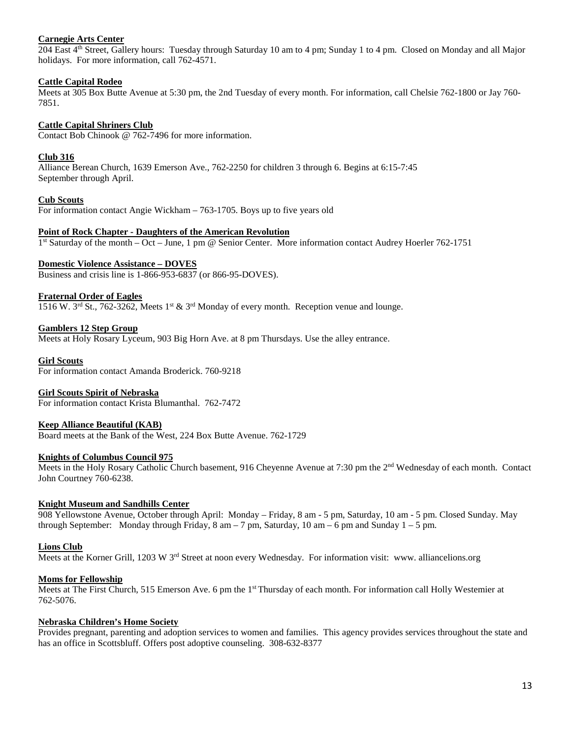**Carnegie Arts Center**

204 East 4th Street, Gallery hours: Tuesday through Saturday 10 am to 4 pm; Sunday 1 to 4 pm. Closed on Monday and all Major holidays. For more information, call 762-4571.

**Cattle Capital Rodeo**

Meets at 305 Box Butte Avenue at 5:30 pm, the 2nd Tuesday of every month. For information, call Chelsie 762-1800 or Jay 760-7851.

**Cattle Capital Shriners Club**

Contact Bob Chinook @ 762-7496 for more information.

**Club 316**

Alliance Berean Church, 1639 Emerson Ave., 762-2250 for children 3 through 6. Begins at 6:15-7:45 September through April.

**Cub Scouts**

For information contact Angie Wickham – 763-1705. Boys up to five years old

**Point of Rock Chapter - Daughters of the American Revolution**

1st Saturday of the month – Oct – June, 1 pm @ Senior Center. More information contact Audrey Hoerler 762-1751

**Domestic Violence Assistance – DOVES**

Business and crisis line is 1-866-953-6837 (or 866-95-DOVES).

**Fraternal Order of Eagles**

1516 W. 3rd St., 762-3262, Meets 1st & 3rd Monday of every month. Reception venue and lounge.

**Gamblers 12 Step Group**

Meets at Holy Rosary Lyceum, 903 Big Horn Ave. at 8 pm Thursdays. Use the alley entrance.

**Girl Scouts**

For information contact Amanda Broderick. 760-9218

**Girl Scouts Spirit of Nebraska**

For information contact Krista Blumanthal. 762-7472

**Keep Alliance Beautiful (KAB)**

Board meets at the Bank of the West, 224 Box Butte Avenue. 762-1729

**Knights of Columbus Council 975**

Meets in the Holy Rosary Catholic Church basement, 916 Cheyenne Avenue at 7:30 pm the 2nd Wednesday of each month. Contact John Courtney 760-6238.

**Knight Museum and Sandhills Center**

908 Yellowstone Avenue, October through April: Monday – Friday, 8 am - 5 pm, Saturday, 10 am - 5 pm. Closed Sunday. May through September: Monday through Friday, 8 am – 7 pm, Saturday, 10 am – 6 pm and Sunday 1 – 5 pm.

**Lions Club**

Meets at the Korner Grill, 1203 W 3rd Street at noon every Wednesday. For information visit: www. alliancelions.org

**Moms for Fellowship**

Meets at The First Church, 515 Emerson Ave. 6 pm the 1st Thursday of each month. For information call Holly Westemier at 762-5076.

**Nebraska Children's Home Society**

Provides pregnant, parenting and adoption services to women and families. This agency provides services throughout the state and has an office in Scottsbluff. Offers post adoptive counseling. 308-632-8377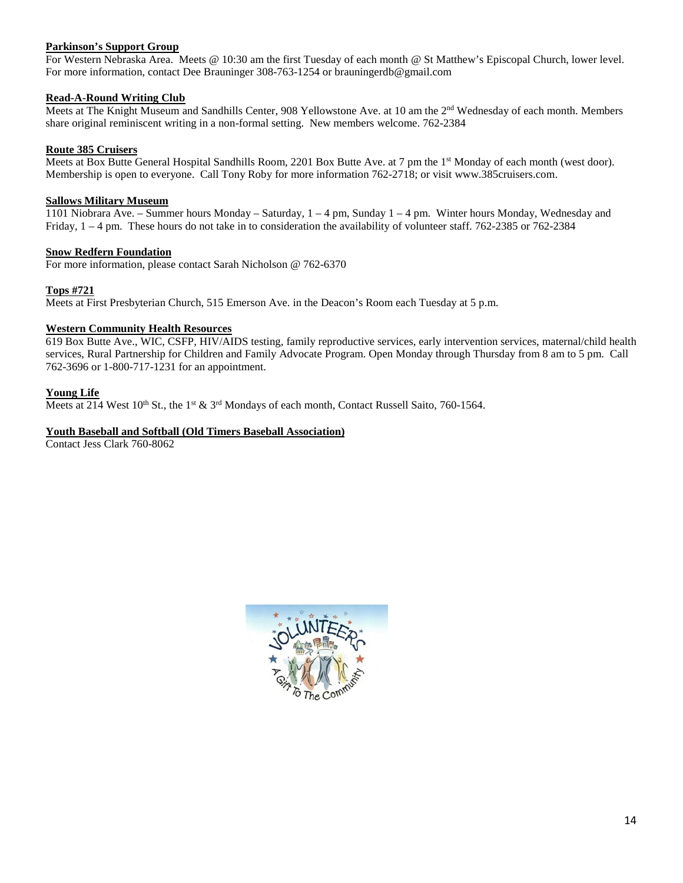**Parkinson's Support Group**

For Western Nebraska Area. Meets @ 10:30 am the first Tuesday of each month @ St Matthew's Episcopal Church, lower level. For more information, contact Dee Brauninger 308-763-1254 or brauningerdb@gmail.com

**Read-A-Round Writing Club**

Meets at The Knight Museum and Sandhills Center, 908 Yellowstone Ave. at 10 am the 2nd Wednesday of each month. Members share original reminiscent writing in a non-formal setting. New members welcome. 762-2384

**Route 385 Cruisers**

Meets at Box Butte General Hospital Sandhills Room, 2201 Box Butte Ave. at 7 pm the 1st Monday of each month (west door). Membership is open to everyone. Call Tony Roby for more information 762-2718; or visit www.385cruisers.com.

**Sallows Military Museum**

1101 Niobrara Ave. – Summer hours Monday – Saturday, 1 – 4 pm, Sunday 1 – 4 pm. Winter hours Monday, Wednesday and Friday, 1 – 4 pm. These hours do not take in to consideration the availability of volunteer staff. 762-2385 or 762-2384

**Snow Redfern Foundation**

For more information, please contact Sarah Nicholson @ 762-6370

**Tops #721**

Meets at First Presbyterian Church, 515 Emerson Ave. in the Deacon's Room each Tuesday at 5 p.m.

**Western Community Health Resources**

619 Box Butte Ave., WIC, CSFP, HIV/AIDS testing, family reproductive services, early intervention services, maternal/child health services, Rural Partnership for Children and Family Advocate Program. Open Monday through Thursday from 8 am to 5 pm. Call 762-3696 or 1-800-717-1231 for an appointment.

**Young Life**

Meets at 214 West 10th St., the 1st & 3rd Mondays of each month, Contact Russell Saito, 760-1564.

**Youth Baseball and Softball (Old Timers Baseball Association)**

Contact Jess Clark 760-8062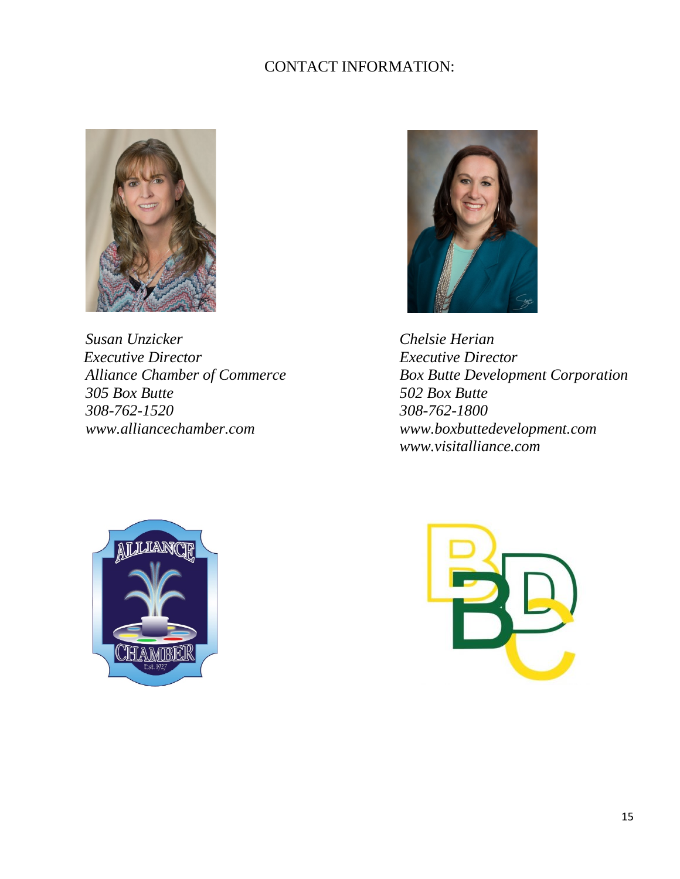CONTACT INFORMATION:

*Susan Unzicker*
*Executive Director*
*Alliance Chamber of Commerce*
*305 Box Butte*
*308-762-1520*
*www.alliancechamber.com*

*Chelsie Herian*
*Executive Director*
*Box Butte Development Corporation*
*502 Box Butte*
*308-762-1800*
*www.boxbuttedevelopment.com*
*www.visitalliance.com*